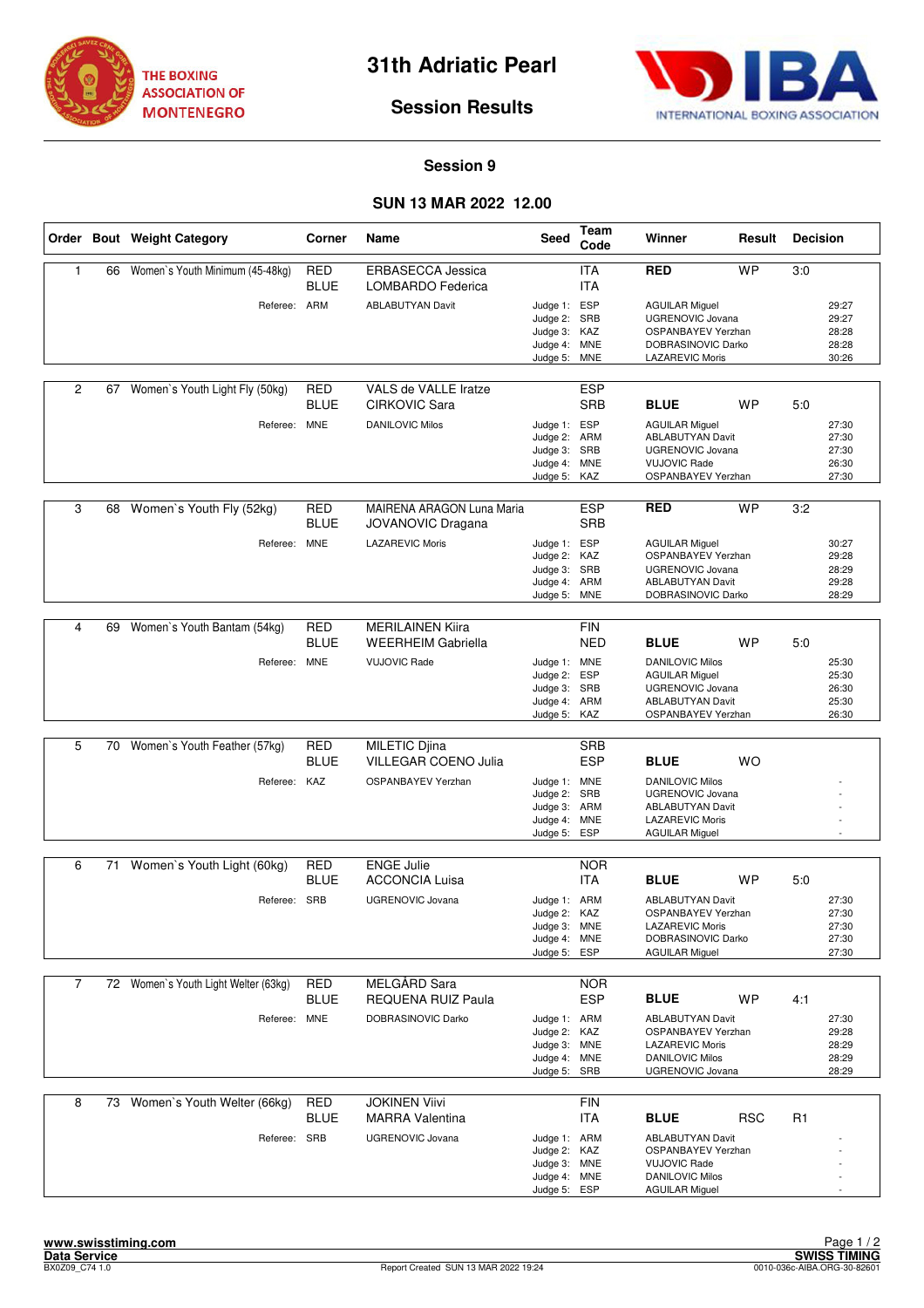THE BOXING ASSOCIATION OF MONTENEGRO

# 31th Adriatic Pearl

## Session Results

INTERNATIONAL BOXING ASSOCIATION

### Session 9

### SUN 13 MAR 2022 12.00

| Order | Bout | Weight Category | Corner | Name | Seed | Team Code | Winner | Result | Decision |
|---|---|---|---|---|---|---|---|---|---|
| 1 | 66 | Women`s Youth Minimum (45-48kg) | RED | ERBASECCA Jessica | | ITA | RED | WP | 3:0 |
| | | | BLUE | LOMBARDO Federica | | ITA | | | |
| | | Referee: | ARM | ABLABUTYAN Davit | Judge 1: | ESP | AGUILAR Miguel | | 29:27 |
| | | | | | Judge 2: | SRB | UGRENOVIC Jovana | | 29:27 |
| | | | | | Judge 3: | KAZ | OSPANBAYEV Yerzhan | | 28:28 |
| | | | | | Judge 4: | MNE | DOBRASINOVIC Darko | | 28:28 |
| | | | | | Judge 5: | MNE | LAZAREVIC Moris | | 30:26 |
| 2 | 67 | Women`s Youth Light Fly (50kg) | RED | VALS de VALLE Iratze | | ESP | | | |
| | | | BLUE | CIRKOVIC Sara | | SRB | BLUE | WP | 5:0 |
| | | Referee: | MNE | DANILOVIC Milos | Judge 1: | ESP | AGUILAR Miguel | | 27:30 |
| | | | | | Judge 2: | ARM | ABLABUTYAN Davit | | 27:30 |
| | | | | | Judge 3: | SRB | UGRENOVIC Jovana | | 27:30 |
| | | | | | Judge 4: | MNE | VUJOVIC Rade | | 26:30 |
| | | | | | Judge 5: | KAZ | OSPANBAYEV Yerzhan | | 27:30 |
| 3 | 68 | Women`s Youth Fly (52kg) | RED | MAIRENA ARAGON Luna Maria | | ESP | RED | WP | 3:2 |
| | | | BLUE | JOVANOVIC Dragana | | SRB | | | |
| | | Referee: | MNE | LAZAREVIC Moris | Judge 1: | ESP | AGUILAR Miguel | | 30:27 |
| | | | | | Judge 2: | KAZ | OSPANBAYEV Yerzhan | | 29:28 |
| | | | | | Judge 3: | SRB | UGRENOVIC Jovana | | 28:29 |
| | | | | | Judge 4: | ARM | ABLABUTYAN Davit | | 29:28 |
| | | | | | Judge 5: | MNE | DOBRASINOVIC Darko | | 28:29 |
| 4 | 69 | Women`s Youth Bantam (54kg) | RED | MERILAINEN Kiira | | FIN | | | |
| | | | BLUE | WEERHEIM Gabriella | | NED | BLUE | WP | 5:0 |
| | | Referee: | MNE | VUJOVIC Rade | Judge 1: | MNE | DANILOVIC Milos | | 25:30 |
| | | | | | Judge 2: | ESP | AGUILAR Miguel | | 25:30 |
| | | | | | Judge 3: | SRB | UGRENOVIC Jovana | | 26:30 |
| | | | | | Judge 4: | ARM | ABLABUTYAN Davit | | 25:30 |
| | | | | | Judge 5: | KAZ | OSPANBAYEV Yerzhan | | 26:30 |
| 5 | 70 | Women`s Youth Feather (57kg) | RED | MILETIC Djina | | SRB | | | |
| | | | BLUE | VILLEGAR COENO Julia | | ESP | BLUE | WO | |
| | | Referee: | KAZ | OSPANBAYEV Yerzhan | Judge 1: | MNE | DANILOVIC Milos | | - |
| | | | | | Judge 2: | SRB | UGRENOVIC Jovana | | - |
| | | | | | Judge 3: | ARM | ABLABUTYAN Davit | | - |
| | | | | | Judge 4: | MNE | LAZAREVIC Moris | | - |
| | | | | | Judge 5: | ESP | AGUILAR Miguel | | - |
| 6 | 71 | Women`s Youth Light (60kg) | RED | ENGE Julie | | NOR | | | |
| | | | BLUE | ACCONCIA Luisa | | ITA | BLUE | WP | 5:0 |
| | | Referee: | SRB | UGRENOVIC Jovana | Judge 1: | ARM | ABLABUTYAN Davit | | 27:30 |
| | | | | | Judge 2: | KAZ | OSPANBAYEV Yerzhan | | 27:30 |
| | | | | | Judge 3: | MNE | LAZAREVIC Moris | | 27:30 |
| | | | | | Judge 4: | MNE | DOBRASINOVIC Darko | | 27:30 |
| | | | | | Judge 5: | ESP | AGUILAR Miguel | | 27:30 |
| 7 | 72 | Women`s Youth Light Welter (63kg) | RED | MELGÅRD Sara | | NOR | | | |
| | | | BLUE | REQUENA RUIZ Paula | | ESP | BLUE | WP | 4:1 |
| | | Referee: | MNE | DOBRASINOVIC Darko | Judge 1: | ARM | ABLABUTYAN Davit | | 27:30 |
| | | | | | Judge 2: | KAZ | OSPANBAYEV Yerzhan | | 29:28 |
| | | | | | Judge 3: | MNE | LAZAREVIC Moris | | 28:29 |
| | | | | | Judge 4: | MNE | DANILOVIC Milos | | 28:29 |
| | | | | | Judge 5: | SRB | UGRENOVIC Jovana | | 28:29 |
| 8 | 73 | Women`s Youth Welter (66kg) | RED | JOKINEN Viivi | | FIN | | | |
| | | | BLUE | MARRA Valentina | | ITA | BLUE | RSC | R1 |
| | | Referee: | SRB | UGRENOVIC Jovana | Judge 1: | ARM | ABLABUTYAN Davit | | - |
| | | | | | Judge 2: | KAZ | OSPANBAYEV Yerzhan | | - |
| | | | | | Judge 3: | MNE | VUJOVIC Rade | | - |
| | | | | | Judge 4: | MNE | DANILOVIC Milos | | - |
| | | | | | Judge 5: | ESP | AGUILAR Miguel | | - |

www.swisstiming.com
Data Service
BX0Z09_C74 1.0

Report Created SUN 13 MAR 2022 19:24

SWISS TIMING
0010-036c-AIBA.ORG-30-82601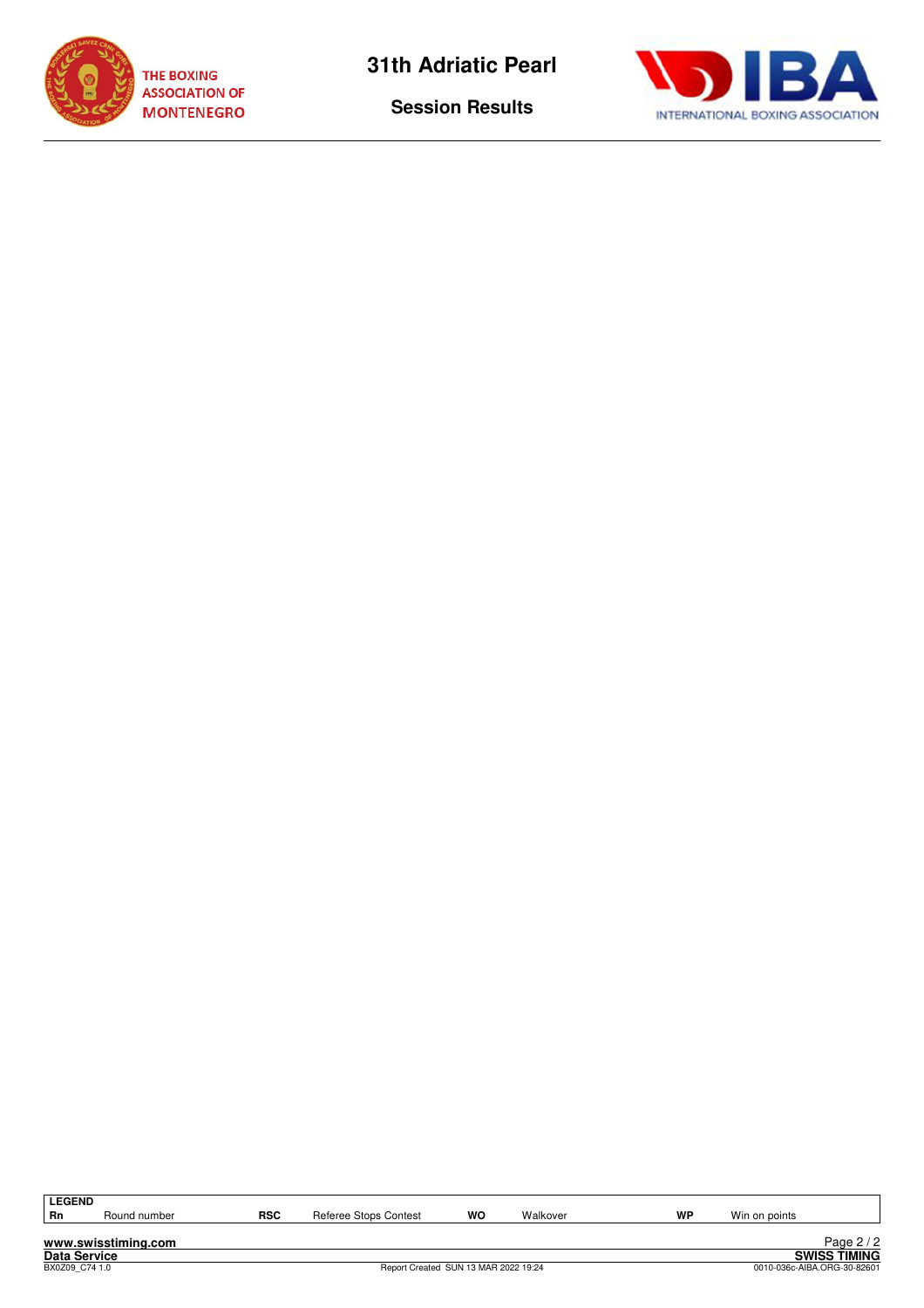| LEGEND | | | | | | | |
|---|---|---|---|---|---|---|---|
| Rn | Round number | RSC | Referee Stops Contest | WO | Walkover | WP | Win on points |